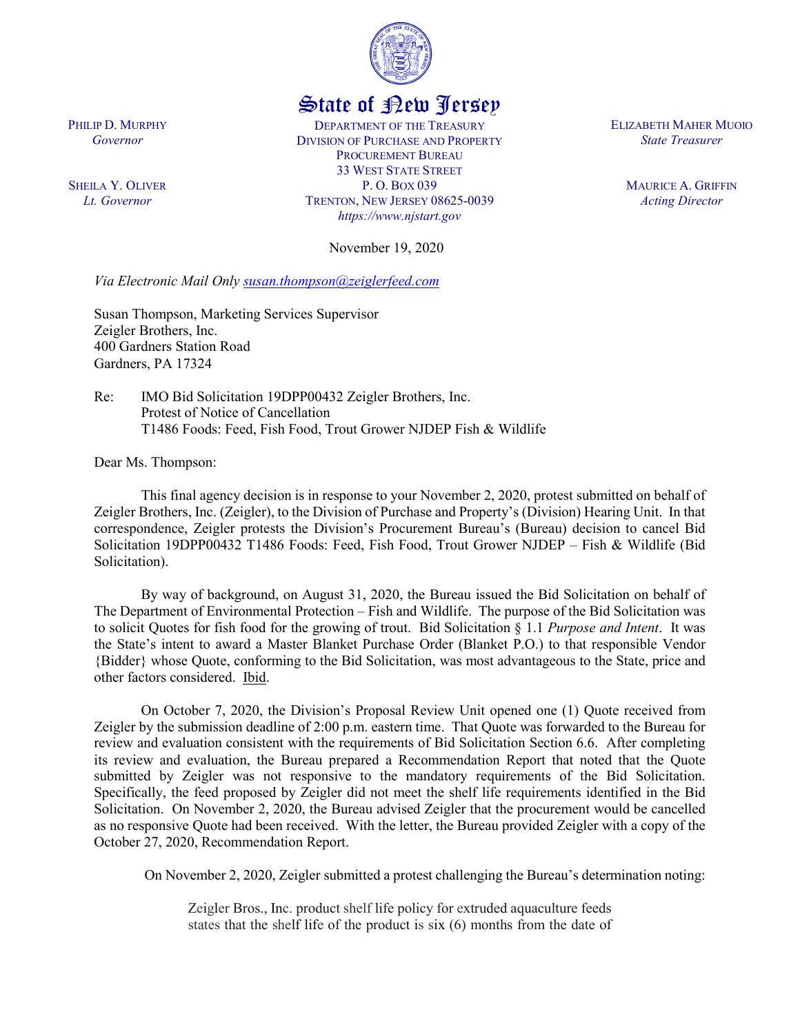State of New Jersey

PHILIP D. MURPHY
*Governor*

SHEILA Y. OLIVER
*Lt. Governor*

DEPARTMENT OF THE TREASURY
DIVISION OF PURCHASE AND PROPERTY
PROCUREMENT BUREAU
33 WEST STATE STREET
P. O. BOX 039
TRENTON, NEW JERSEY 08625-0039
*https://www.njstart.gov*

ELIZABETH MAHER MUOIO
*State Treasurer*

MAURICE A. GRIFFIN
*Acting Director*

November 19, 2020

*Via Electronic Mail Only* susan.thompson@zeiglerfeed.com

Susan Thompson, Marketing Services Supervisor
Zeigler Brothers, Inc.
400 Gardners Station Road
Gardners, PA 17324

Re: IMO Bid Solicitation 19DPP00432 Zeigler Brothers, Inc.
Protest of Notice of Cancellation
T1486 Foods: Feed, Fish Food, Trout Grower NJDEP Fish & Wildlife

Dear Ms. Thompson:

This final agency decision is in response to your November 2, 2020, protest submitted on behalf of Zeigler Brothers, Inc. (Zeigler), to the Division of Purchase and Property's (Division) Hearing Unit. In that correspondence, Zeigler protests the Division's Procurement Bureau's (Bureau) decision to cancel Bid Solicitation 19DPP00432 T1486 Foods: Feed, Fish Food, Trout Grower NJDEP – Fish & Wildlife (Bid Solicitation).

By way of background, on August 31, 2020, the Bureau issued the Bid Solicitation on behalf of The Department of Environmental Protection – Fish and Wildlife. The purpose of the Bid Solicitation was to solicit Quotes for fish food for the growing of trout. Bid Solicitation § 1.1 *Purpose and Intent*. It was the State's intent to award a Master Blanket Purchase Order (Blanket P.O.) to that responsible Vendor {Bidder} whose Quote, conforming to the Bid Solicitation, was most advantageous to the State, price and other factors considered. Ibid.

On October 7, 2020, the Division's Proposal Review Unit opened one (1) Quote received from Zeigler by the submission deadline of 2:00 p.m. eastern time. That Quote was forwarded to the Bureau for review and evaluation consistent with the requirements of Bid Solicitation Section 6.6. After completing its review and evaluation, the Bureau prepared a Recommendation Report that noted that the Quote submitted by Zeigler was not responsive to the mandatory requirements of the Bid Solicitation. Specifically, the feed proposed by Zeigler did not meet the shelf life requirements identified in the Bid Solicitation. On November 2, 2020, the Bureau advised Zeigler that the procurement would be cancelled as no responsive Quote had been received. With the letter, the Bureau provided Zeigler with a copy of the October 27, 2020, Recommendation Report.

On November 2, 2020, Zeigler submitted a protest challenging the Bureau's determination noting:

> Zeigler Bros., Inc. product shelf life policy for extruded aquaculture feeds states that the shelf life of the product is six (6) months from the date of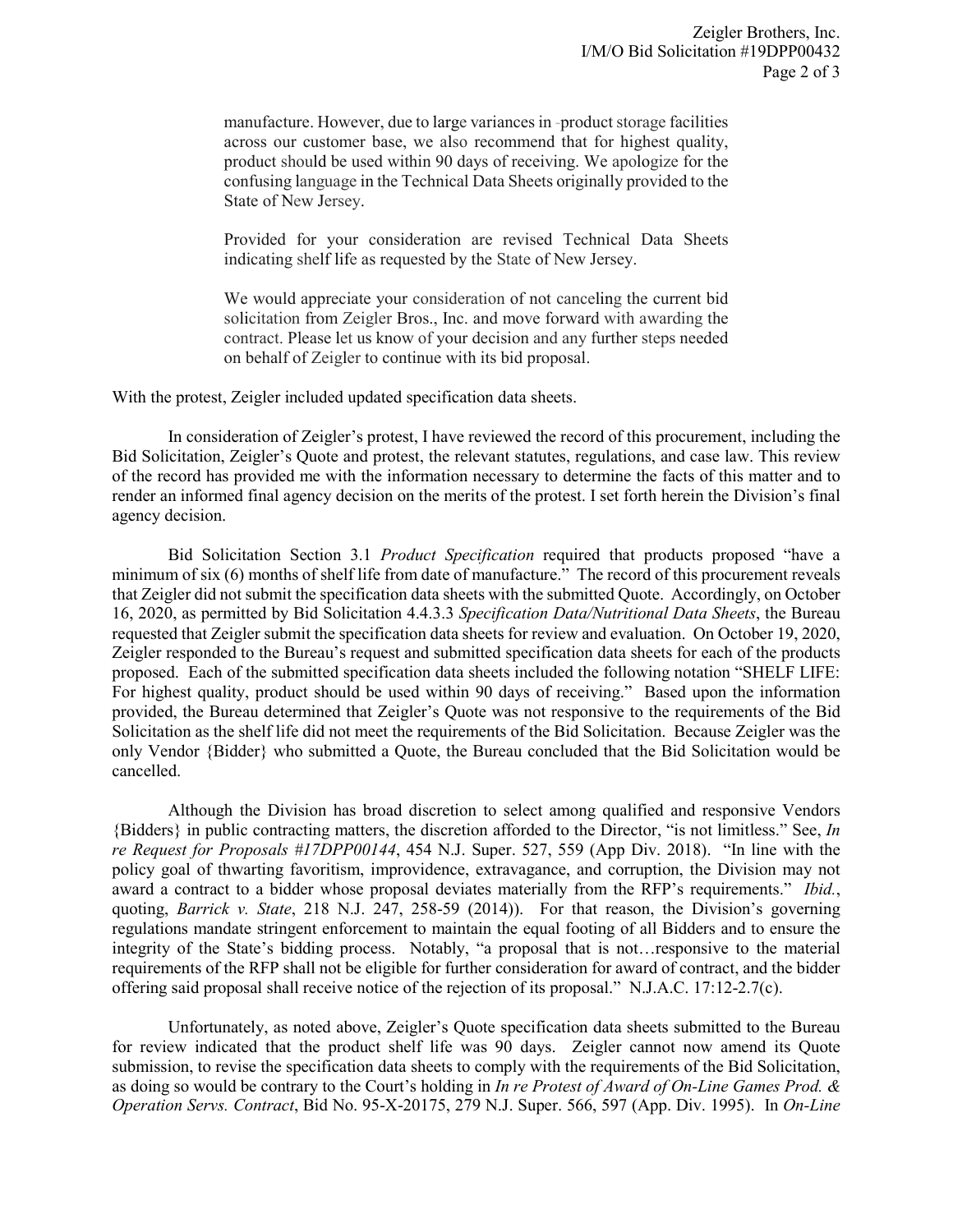> manufacture. However, due to large variances in product storage facilities across our customer base, we also recommend that for highest quality, product should be used within 90 days of receiving. We apologize for the confusing language in the Technical Data Sheets originally provided to the State of New Jersey.
>
> Provided for your consideration are revised Technical Data Sheets indicating shelf life as requested by the State of New Jersey.
>
> We would appreciate your consideration of not canceling the current bid solicitation from Zeigler Bros., Inc. and move forward with awarding the contract. Please let us know of your decision and any further steps needed on behalf of Zeigler to continue with its bid proposal.

With the protest, Zeigler included updated specification data sheets.

In consideration of Zeigler's protest, I have reviewed the record of this procurement, including the Bid Solicitation, Zeigler's Quote and protest, the relevant statutes, regulations, and case law. This review of the record has provided me with the information necessary to determine the facts of this matter and to render an informed final agency decision on the merits of the protest. I set forth herein the Division's final agency decision.

Bid Solicitation Section 3.1 *Product Specification* required that products proposed "have a minimum of six (6) months of shelf life from date of manufacture." The record of this procurement reveals that Zeigler did not submit the specification data sheets with the submitted Quote. Accordingly, on October 16, 2020, as permitted by Bid Solicitation 4.4.3.3 *Specification Data/Nutritional Data Sheets*, the Bureau requested that Zeigler submit the specification data sheets for review and evaluation. On October 19, 2020, Zeigler responded to the Bureau's request and submitted specification data sheets for each of the products proposed. Each of the submitted specification data sheets included the following notation "SHELF LIFE: For highest quality, product should be used within 90 days of receiving." Based upon the information provided, the Bureau determined that Zeigler's Quote was not responsive to the requirements of the Bid Solicitation as the shelf life did not meet the requirements of the Bid Solicitation. Because Zeigler was the only Vendor {Bidder} who submitted a Quote, the Bureau concluded that the Bid Solicitation would be cancelled.

Although the Division has broad discretion to select among qualified and responsive Vendors {Bidders} in public contracting matters, the discretion afforded to the Director, "is not limitless." See, *In re Request for Proposals #17DPP00144*, 454 N.J. Super. 527, 559 (App Div. 2018). "In line with the policy goal of thwarting favoritism, improvidence, extravagance, and corruption, the Division may not award a contract to a bidder whose proposal deviates materially from the RFP's requirements." *Ibid.*, quoting, *Barrick v. State*, 218 N.J. 247, 258-59 (2014)). For that reason, the Division's governing regulations mandate stringent enforcement to maintain the equal footing of all Bidders and to ensure the integrity of the State's bidding process. Notably, "a proposal that is not…responsive to the material requirements of the RFP shall not be eligible for further consideration for award of contract, and the bidder offering said proposal shall receive notice of the rejection of its proposal." N.J.A.C. 17:12-2.7(c).

Unfortunately, as noted above, Zeigler's Quote specification data sheets submitted to the Bureau for review indicated that the product shelf life was 90 days. Zeigler cannot now amend its Quote submission, to revise the specification data sheets to comply with the requirements of the Bid Solicitation, as doing so would be contrary to the Court's holding in *In re Protest of Award of On-Line Games Prod. & Operation Servs. Contract*, Bid No. 95-X-20175, 279 N.J. Super. 566, 597 (App. Div. 1995). In *On-Line*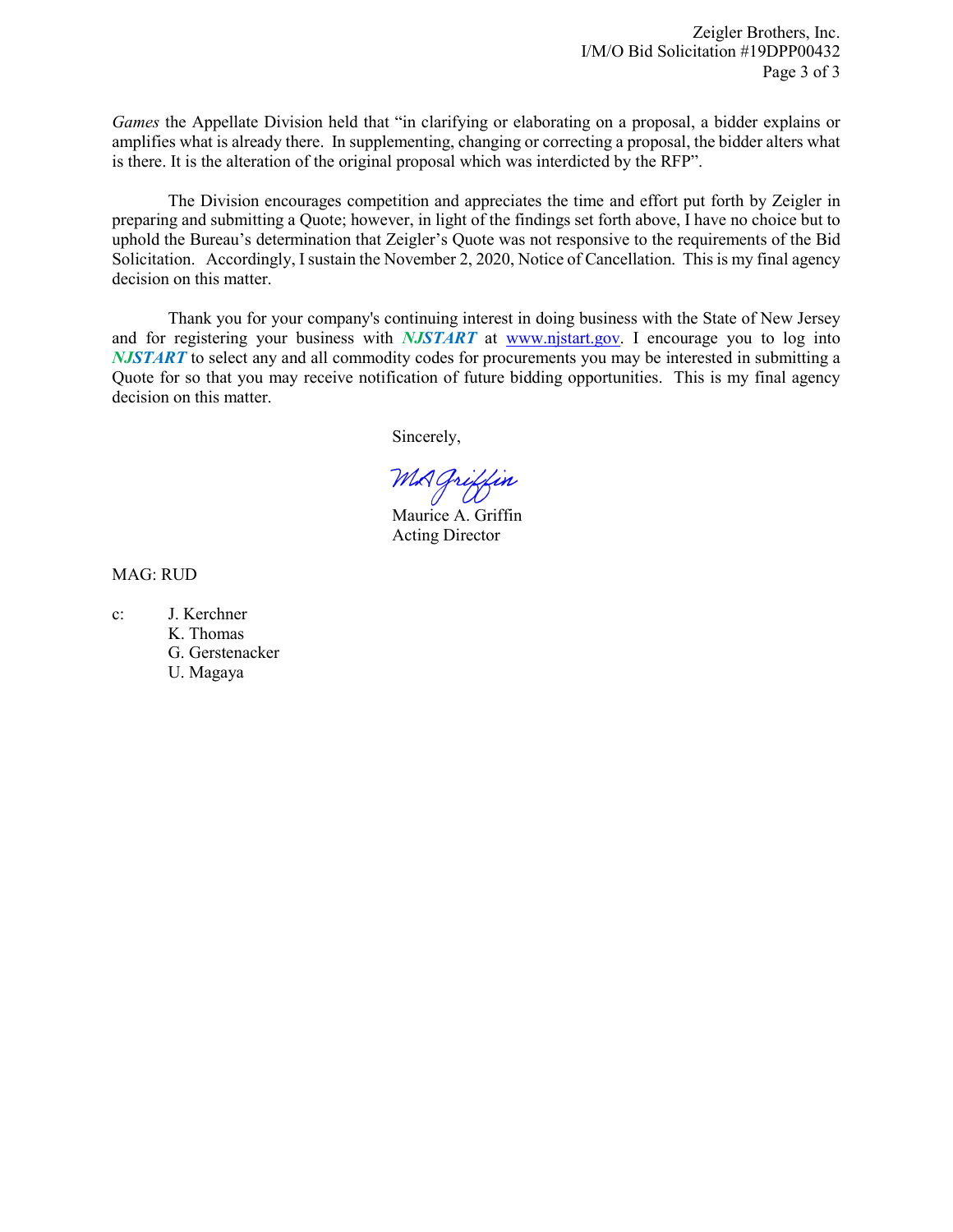*Games* the Appellate Division held that "in clarifying or elaborating on a proposal, a bidder explains or amplifies what is already there. In supplementing, changing or correcting a proposal, the bidder alters what is there. It is the alteration of the original proposal which was interdicted by the RFP".

The Division encourages competition and appreciates the time and effort put forth by Zeigler in preparing and submitting a Quote; however, in light of the findings set forth above, I have no choice but to uphold the Bureau's determination that Zeigler's Quote was not responsive to the requirements of the Bid Solicitation. Accordingly, I sustain the November 2, 2020, Notice of Cancellation. This is my final agency decision on this matter.

Thank you for your company's continuing interest in doing business with the State of New Jersey and for registering your business with ***NJSTART*** at www.njstart.gov. I encourage you to log into ***NJSTART*** to select any and all commodity codes for procurements you may be interested in submitting a Quote for so that you may receive notification of future bidding opportunities. This is my final agency decision on this matter.

Sincerely,

MA Griffin

Maurice A. Griffin
Acting Director

MAG: RUD

c: J. Kerchner
K. Thomas
G. Gerstenacker
U. Magaya